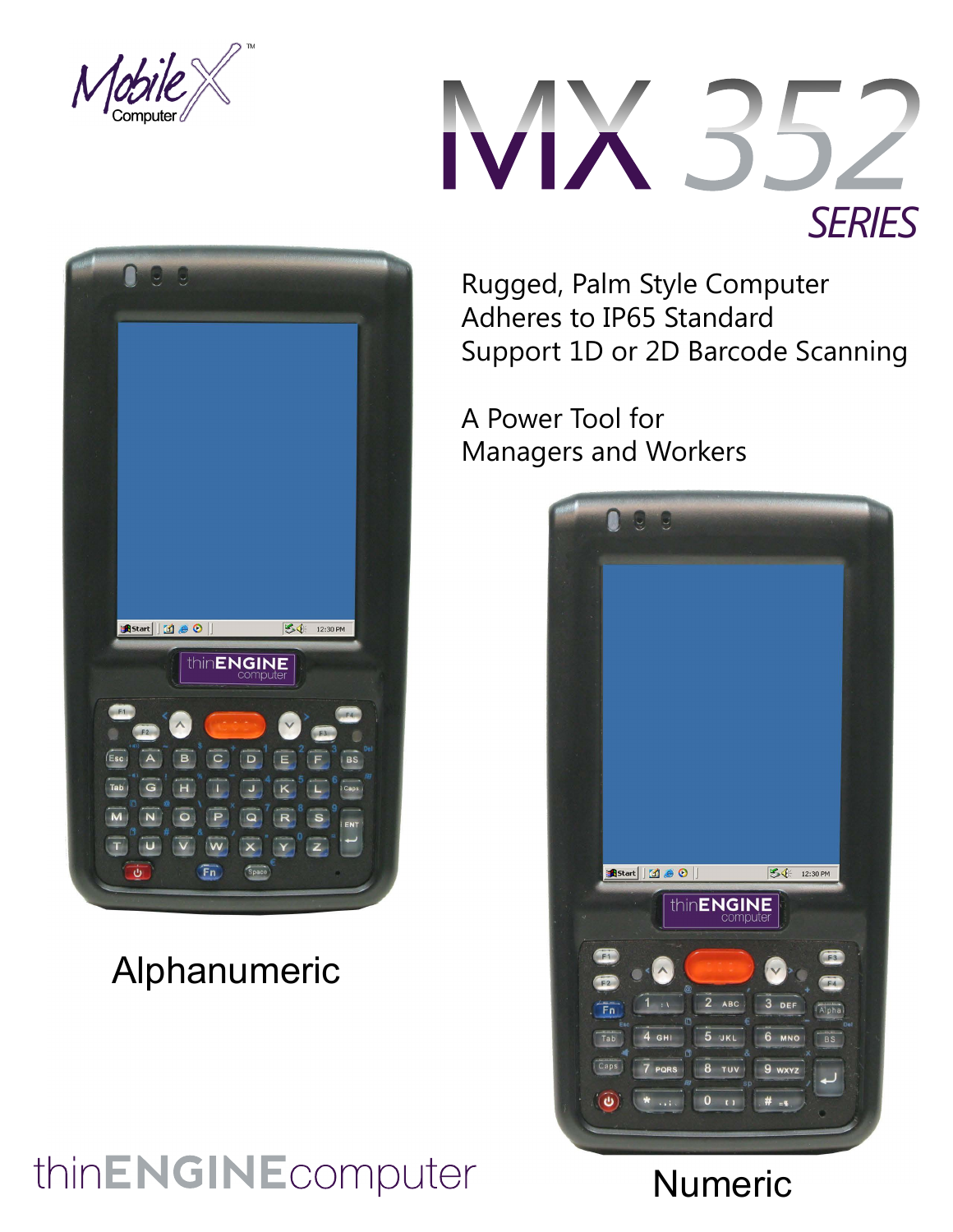MobileX Computer™

# MX 352 SERIES

Rugged, Palm Style Computer
Adheres to IP65 Standard
Support 1D or 2D Barcode Scanning

A Power Tool for
Managers and Workers

Alphanumeric

Numeric

thinENGINEcomputer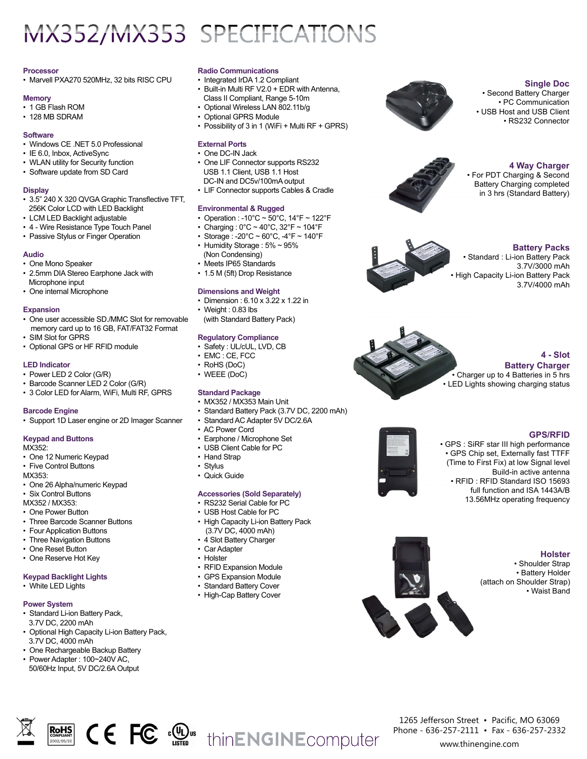# MX352/MX353 SPECIFICATIONS

### Processor
- Marvell PXA270 520MHz, 32 bits RISC CPU

### Memory
- 1 GB Flash ROM
- 128 MB SDRAM

### Software
- Windows CE .NET 5.0 Professional
- IE 6.0, Inbox, ActiveSync
- WLAN utility for Security function
- Software update from SD Card

### Display
- 3.5" 240 X 320 QVGA Graphic Transflective TFT, 256K Color LCD with LED Backlight
- LCM LED Backlight adjustable
- 4 - Wire Resistance Type Touch Panel
- Passive Stylus or Finger Operation

### Audio
- One Mono Speaker
- 2.5mm DIA Stereo Earphone Jack with Microphone input
- One internal Microphone

### Expansion
- One user accessible SD./MMC Slot for removable memory card up to 16 GB, FAT/FAT32 Format
- SIM Slot for GPRS
- Optional GPS or HF RFID module

### LED Indicator
- Power LED 2 Color (G/R)
- Barcode Scanner LED 2 Color (G/R)
- 3 Color LED for Alarm, WiFi, Multi RF, GPRS

### Barcode Engine
- Support 1D Laser engine or 2D Imager Scanner

### Keypad and Buttons
MX352:
- One 12 Numeric Keypad
- Five Control Buttons

MX353:
- One 26 Alpha/numeric Keypad
- Six Control Buttons

MX352 / MX353:
- One Power Button
- Three Barcode Scanner Buttons
- Four Application Buttons
- Three Navigation Buttons
- One Reset Button
- One Reserve Hot Key

### Keypad Backlight Lights
- White LED Lights

### Power System
- Standard Li-ion Battery Pack, 3.7V DC, 2200 mAh
- Optional High Capacity Li-ion Battery Pack, 3.7V DC, 4000 mAh
- One Rechargeable Backup Battery
- Power Adapter : 100~240V AC, 50/60Hz Input, 5V DC/2.6A Output

### Radio Communications
- Integrated IrDA 1.2 Compliant
- Built-in Multi RF V2.0 + EDR with Antenna, Class II Compliant, Range 5-10m
- Optional Wireless LAN 802.11b/g
- Optional GPRS Module
- Possibility of 3 in 1 (WiFi + Multi RF + GPRS)

### External Ports
- One DC-IN Jack
- One LIF Connector supports RS232 USB 1.1 Client, USB 1.1 Host DC-IN and DC5v/100mA output
- LIF Connector supports Cables & Cradle

### Environmental & Rugged
- Operation : -10°C ~ 50°C, 14°F ~ 122°F
- Charging : 0°C ~ 40°C, 32°F ~ 104°F
- Storage : -20°C ~ 60°C, -4°F ~ 140°F
- Humidity Storage : 5% ~ 95% (Non Condensing)
- Meets IP65 Standards
- 1.5 M (5ft) Drop Resistance

### Dimensions and Weight
- Dimension : 6.10 x 3.22 x 1.22 in
- Weight : 0.83 lbs (with Standard Battery Pack)

### Regulatory Compliance
- Safety : UL/cUL, LVD, CB
- EMC : CE, FCC
- RoHS (DoC)
- WEEE (DoC)

### Standard Package
- MX352 / MX353 Main Unit
- Standard Battery Pack (3.7V DC, 2200 mAh)
- Standard AC Adapter 5V DC/2.6A
- AC Power Cord
- Earphone / Microphone Set
- USB Client Cable for PC
- Hand Strap
- Stylus
- Quick Guide

### Accessories (Sold Separately)
- RS232 Serial Cable for PC
- USB Host Cable for PC
- High Capacity Li-ion Battery Pack (3.7V DC, 4000 mAh)
- 4 Slot Battery Charger
- Car Adapter
- Holster
- RFID Expansion Module
- GPS Expansion Module
- Standard Battery Cover
- High-Cap Battery Cover

### Single Doc
- Second Battery Charger
- PC Communication
- USB Host and USB Client
- RS232 Connector

### 4 Way Charger
- For PDT Charging & Second Battery Charging completed in 3 hrs (Standard Battery)

### Battery Packs
- Standard : Li-ion Battery Pack 3.7V/3000 mAh
- High Capacity Li-ion Battery Pack 3.7V/4000 mAh

### 4 - Slot Battery Charger
- Charger up to 4 Batteries in 5 hrs
- LED Lights showing charging status

### GPS/RFID
- GPS : SiRF star III high performance
- GPS Chip set, Externally fast TTFF (Time to First Fix) at low Signal level Build-in active antenna
- RFID : RFID Standard ISO 15693 full function and ISA 1443A/B 13.56MHz operating frequency

### Holster
- Shoulder Strap
- Battery Holder (attach on Shoulder Strap)
- Waist Band

thinENGINEcomputer

1265 Jefferson Street • Pacific, MO 63069
Phone - 636-257-2111 • Fax - 636-257-2332
www.thinengine.com